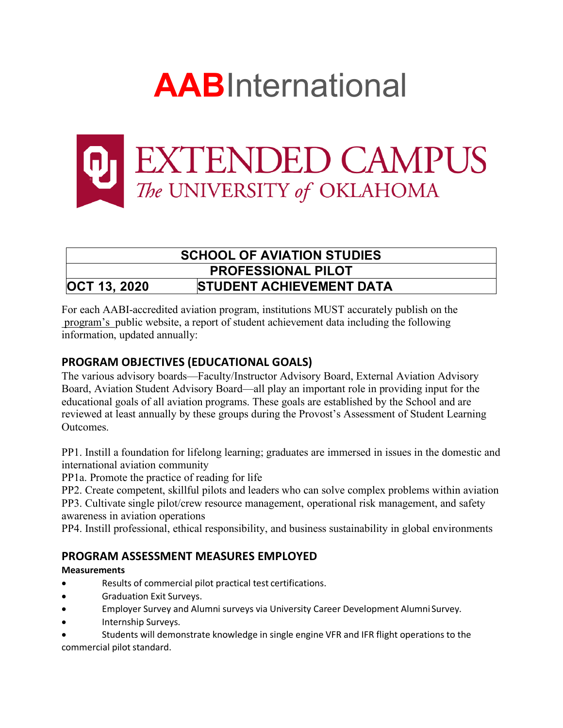# AABInternational

# EXTENDED CAMPUS
*The* UNIVERSITY *of* OKLAHOMA

| SCHOOL OF AVIATION STUDIES | |
|---|---|
| PROFESSIONAL PILOT | |
| OCT 13, 2020 | STUDENT ACHIEVEMENT DATA |

For each AABI-accredited aviation program, institutions MUST accurately publish on the program's public website, a report of student achievement data including the following information, updated annually:

## PROGRAM OBJECTIVES (EDUCATIONAL GOALS)

The various advisory boards—Faculty/Instructor Advisory Board, External Aviation Advisory Board, Aviation Student Advisory Board—all play an important role in providing input for the educational goals of all aviation programs. These goals are established by the School and are reviewed at least annually by these groups during the Provost's Assessment of Student Learning Outcomes.

PP1. Instill a foundation for lifelong learning; graduates are immersed in issues in the domestic and international aviation community

PP1a. Promote the practice of reading for life

PP2. Create competent, skillful pilots and leaders who can solve complex problems within aviation

PP3. Cultivate single pilot/crew resource management, operational risk management, and safety awareness in aviation operations

PP4. Instill professional, ethical responsibility, and business sustainability in global environments

## PROGRAM ASSESSMENT MEASURES EMPLOYED

**Measurements**

- Results of commercial pilot practical test certifications.
- Graduation Exit Surveys.
- Employer Survey and Alumni surveys via University Career Development Alumni Survey.
- Internship Surveys.
- Students will demonstrate knowledge in single engine VFR and IFR flight operations to the commercial pilot standard.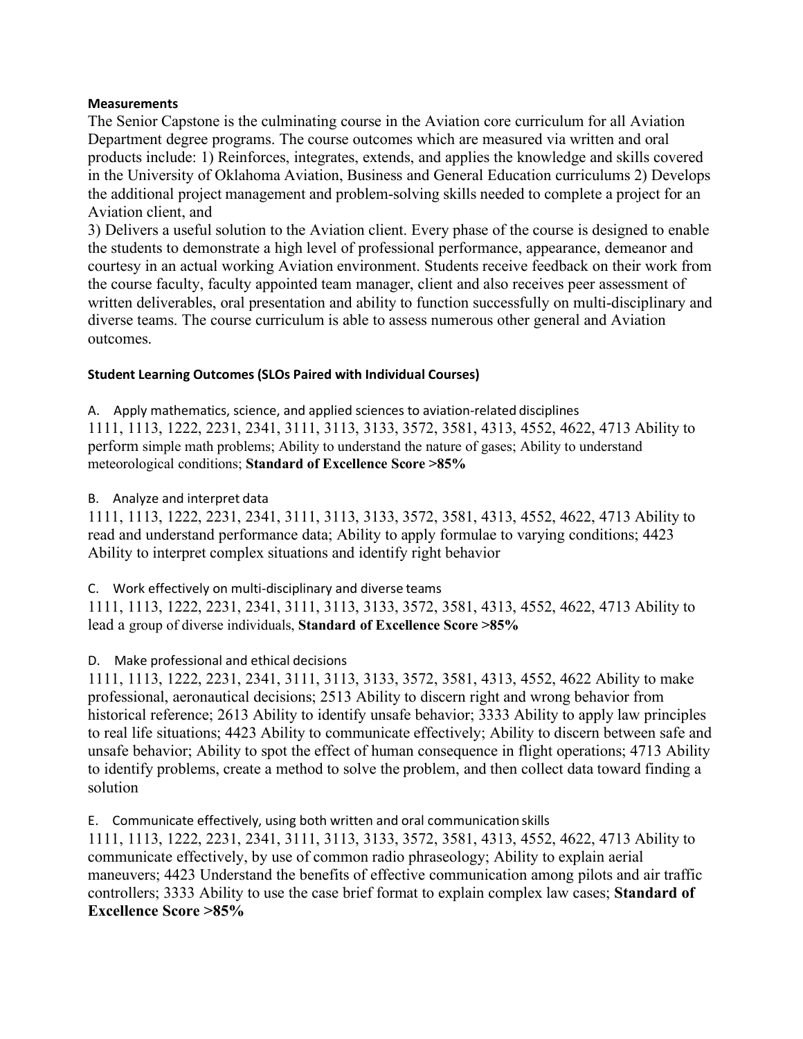**Measurements**

The Senior Capstone is the culminating course in the Aviation core curriculum for all Aviation Department degree programs. The course outcomes which are measured via written and oral products include: 1) Reinforces, integrates, extends, and applies the knowledge and skills covered in the University of Oklahoma Aviation, Business and General Education curriculums 2) Develops the additional project management and problem-solving skills needed to complete a project for an Aviation client, and

3) Delivers a useful solution to the Aviation client. Every phase of the course is designed to enable the students to demonstrate a high level of professional performance, appearance, demeanor and courtesy in an actual working Aviation environment. Students receive feedback on their work from the course faculty, faculty appointed team manager, client and also receives peer assessment of written deliverables, oral presentation and ability to function successfully on multi-disciplinary and diverse teams. The course curriculum is able to assess numerous other general and Aviation outcomes.

**Student Learning Outcomes (SLOs Paired with Individual Courses)**

A. Apply mathematics, science, and applied sciences to aviation-related disciplines

1111, 1113, 1222, 2231, 2341, 3111, 3113, 3133, 3572, 3581, 4313, 4552, 4622, 4713 Ability to perform simple math problems; Ability to understand the nature of gases; Ability to understand meteorological conditions; **Standard of Excellence Score >85%**

B. Analyze and interpret data

1111, 1113, 1222, 2231, 2341, 3111, 3113, 3133, 3572, 3581, 4313, 4552, 4622, 4713 Ability to read and understand performance data; Ability to apply formulae to varying conditions; 4423 Ability to interpret complex situations and identify right behavior

C. Work effectively on multi-disciplinary and diverse teams

1111, 1113, 1222, 2231, 2341, 3111, 3113, 3133, 3572, 3581, 4313, 4552, 4622, 4713 Ability to lead a group of diverse individuals, **Standard of Excellence Score >85%**

D. Make professional and ethical decisions

1111, 1113, 1222, 2231, 2341, 3111, 3113, 3133, 3572, 3581, 4313, 4552, 4622 Ability to make professional, aeronautical decisions; 2513 Ability to discern right and wrong behavior from historical reference; 2613 Ability to identify unsafe behavior; 3333 Ability to apply law principles to real life situations; 4423 Ability to communicate effectively; Ability to discern between safe and unsafe behavior; Ability to spot the effect of human consequence in flight operations; 4713 Ability to identify problems, create a method to solve the problem, and then collect data toward finding a solution

E. Communicate effectively, using both written and oral communication skills

1111, 1113, 1222, 2231, 2341, 3111, 3113, 3133, 3572, 3581, 4313, 4552, 4622, 4713 Ability to communicate effectively, by use of common radio phraseology; Ability to explain aerial maneuvers; 4423 Understand the benefits of effective communication among pilots and air traffic controllers; 3333 Ability to use the case brief format to explain complex law cases; **Standard of Excellence Score >85%**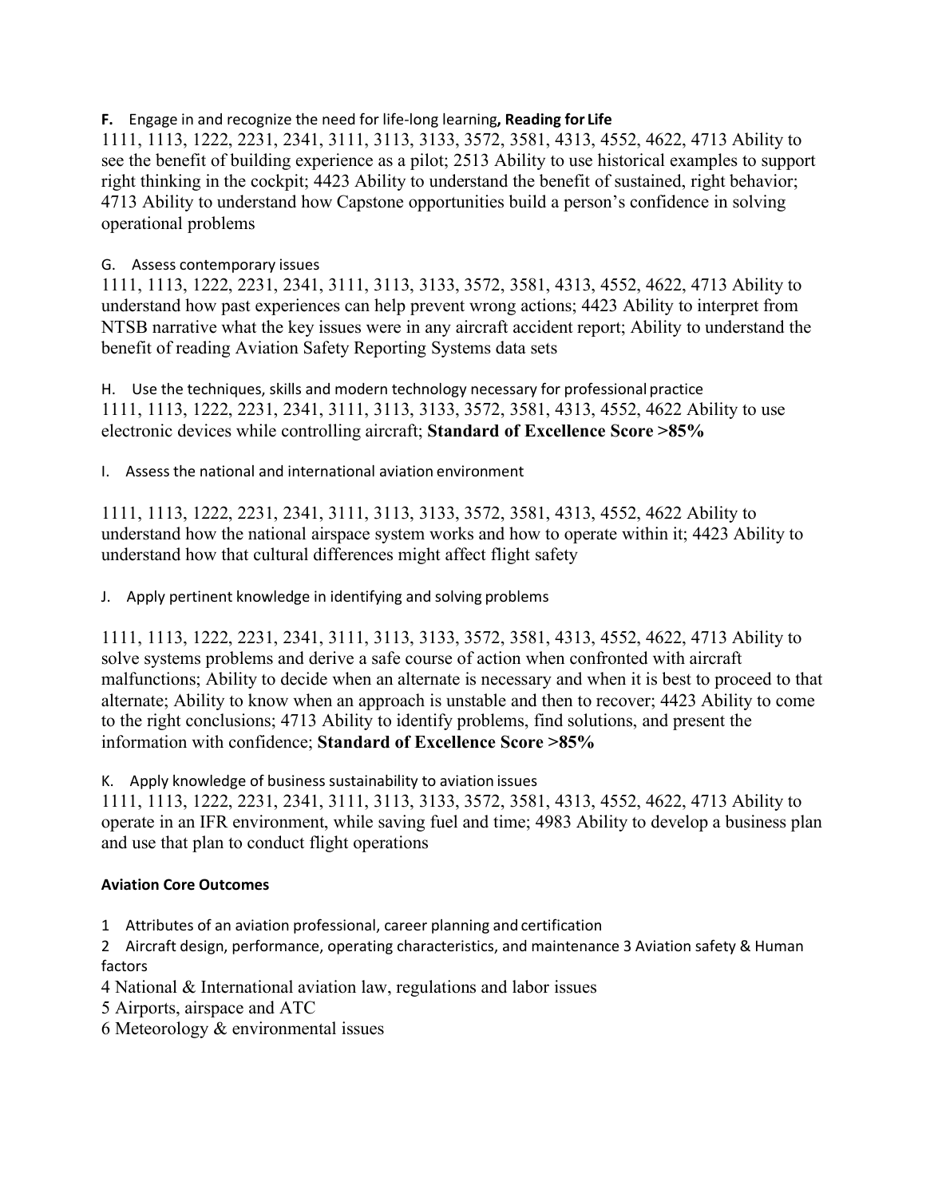**F.** Engage in and recognize the need for life-long learning**, Reading for Life**

1111, 1113, 1222, 2231, 2341, 3111, 3113, 3133, 3572, 3581, 4313, 4552, 4622, 4713 Ability to see the benefit of building experience as a pilot; 2513 Ability to use historical examples to support right thinking in the cockpit; 4423 Ability to understand the benefit of sustained, right behavior; 4713 Ability to understand how Capstone opportunities build a person's confidence in solving operational problems

G. Assess contemporary issues

1111, 1113, 1222, 2231, 2341, 3111, 3113, 3133, 3572, 3581, 4313, 4552, 4622, 4713 Ability to understand how past experiences can help prevent wrong actions; 4423 Ability to interpret from NTSB narrative what the key issues were in any aircraft accident report; Ability to understand the benefit of reading Aviation Safety Reporting Systems data sets

H. Use the techniques, skills and modern technology necessary for professional practice

1111, 1113, 1222, 2231, 2341, 3111, 3113, 3133, 3572, 3581, 4313, 4552, 4622 Ability to use electronic devices while controlling aircraft; **Standard of Excellence Score >85%**

I. Assess the national and international aviation environment

1111, 1113, 1222, 2231, 2341, 3111, 3113, 3133, 3572, 3581, 4313, 4552, 4622 Ability to understand how the national airspace system works and how to operate within it; 4423 Ability to understand how that cultural differences might affect flight safety

J. Apply pertinent knowledge in identifying and solving problems

1111, 1113, 1222, 2231, 2341, 3111, 3113, 3133, 3572, 3581, 4313, 4552, 4622, 4713 Ability to solve systems problems and derive a safe course of action when confronted with aircraft malfunctions; Ability to decide when an alternate is necessary and when it is best to proceed to that alternate; Ability to know when an approach is unstable and then to recover; 4423 Ability to come to the right conclusions; 4713 Ability to identify problems, find solutions, and present the information with confidence; **Standard of Excellence Score >85%**

K. Apply knowledge of business sustainability to aviation issues

1111, 1113, 1222, 2231, 2341, 3111, 3113, 3133, 3572, 3581, 4313, 4552, 4622, 4713 Ability to operate in an IFR environment, while saving fuel and time; 4983 Ability to develop a business plan and use that plan to conduct flight operations

**Aviation Core Outcomes**

1 Attributes of an aviation professional, career planning and certification

2 Aircraft design, performance, operating characteristics, and maintenance 3 Aviation safety & Human factors

4 National & International aviation law, regulations and labor issues

5 Airports, airspace and ATC

6 Meteorology & environmental issues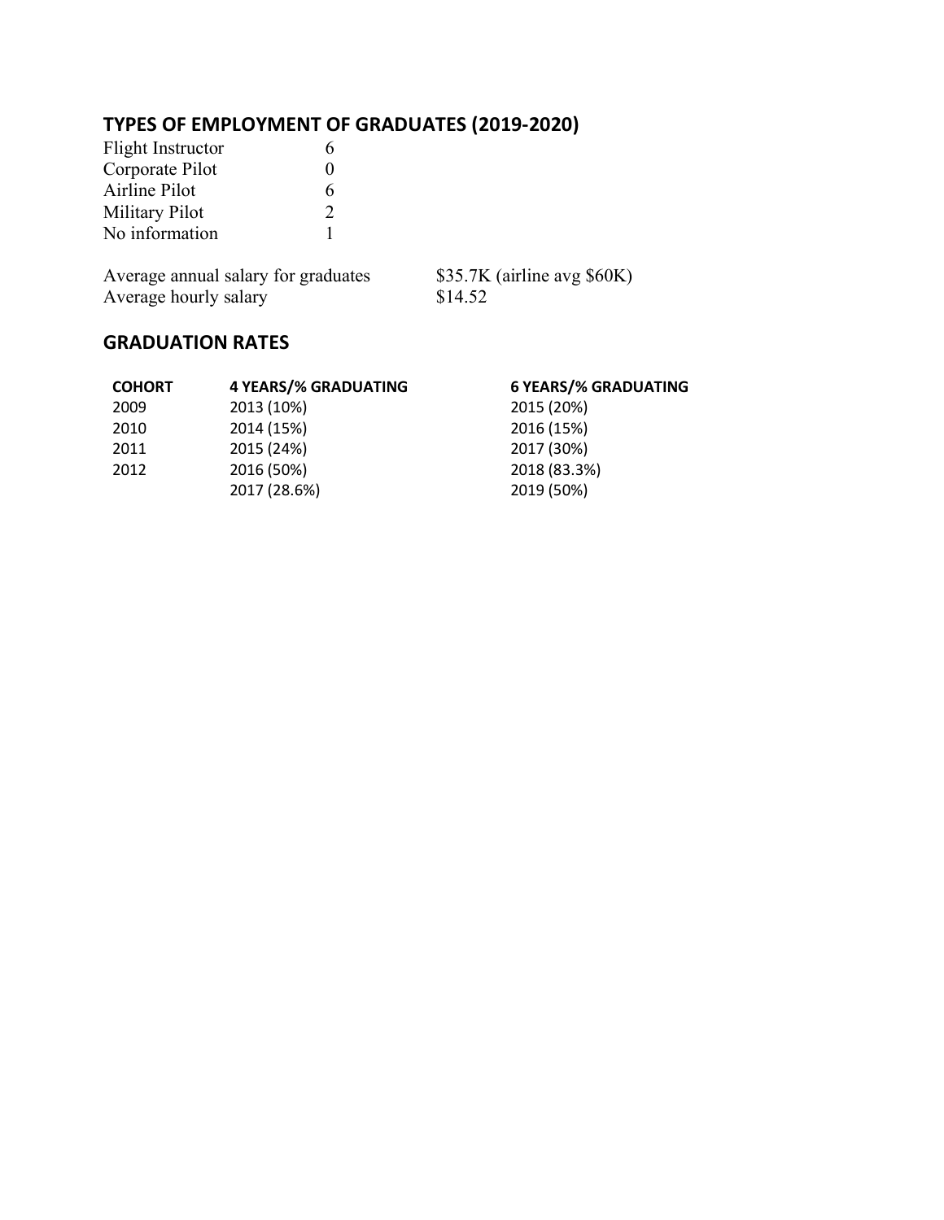## TYPES OF EMPLOYMENT OF GRADUATES (2019-2020)

| | |
|---|---|
| Flight Instructor | 6 |
| Corporate Pilot | 0 |
| Airline Pilot | 6 |
| Military Pilot | 2 |
| No information | 1 |

| | |
|---|---|
| Average annual salary for graduates | $35.7K (airline avg $60K) |
| Average hourly salary | $14.52 |

## GRADUATION RATES

| COHORT | 4 YEARS/% GRADUATING | 6 YEARS/% GRADUATING |
|---|---|---|
| 2009 | 2013 (10%) | 2015 (20%) |
| 2010 | 2014 (15%) | 2016 (15%) |
| 2011 | 2015 (24%) | 2017 (30%) |
| 2012 | 2016 (50%) | 2018 (83.3%) |
| | 2017 (28.6%) | 2019 (50%) |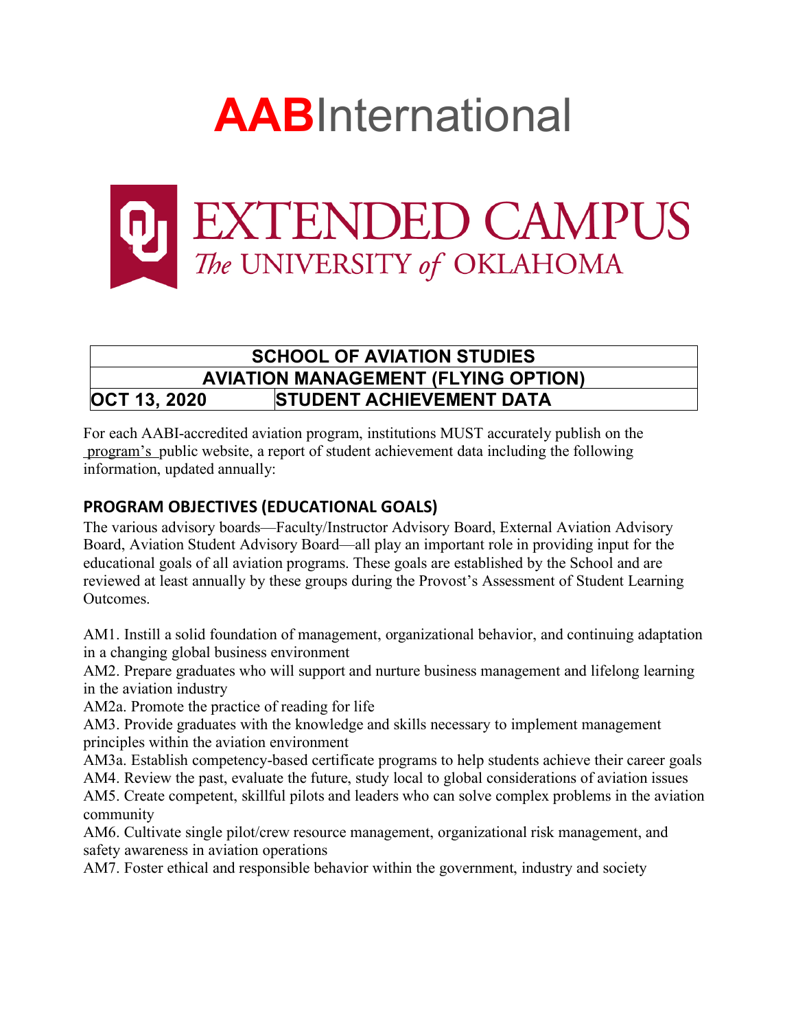# AABInternational

# EXTENDED CAMPUS
*The* UNIVERSITY *of* OKLAHOMA

| SCHOOL OF AVIATION STUDIES | |
|---|---|
| AVIATION MANAGEMENT (FLYING OPTION) | |
| OCT 13, 2020 | STUDENT ACHIEVEMENT DATA |

For each AABI-accredited aviation program, institutions MUST accurately publish on the program's public website, a report of student achievement data including the following information, updated annually:

## PROGRAM OBJECTIVES (EDUCATIONAL GOALS)

The various advisory boards—Faculty/Instructor Advisory Board, External Aviation Advisory Board, Aviation Student Advisory Board—all play an important role in providing input for the educational goals of all aviation programs. These goals are established by the School and are reviewed at least annually by these groups during the Provost's Assessment of Student Learning Outcomes.

AM1. Instill a solid foundation of management, organizational behavior, and continuing adaptation in a changing global business environment

AM2. Prepare graduates who will support and nurture business management and lifelong learning in the aviation industry

AM2a. Promote the practice of reading for life

AM3. Provide graduates with the knowledge and skills necessary to implement management principles within the aviation environment

AM3a. Establish competency-based certificate programs to help students achieve their career goals

AM4. Review the past, evaluate the future, study local to global considerations of aviation issues

AM5. Create competent, skillful pilots and leaders who can solve complex problems in the aviation community

AM6. Cultivate single pilot/crew resource management, organizational risk management, and safety awareness in aviation operations

AM7. Foster ethical and responsible behavior within the government, industry and society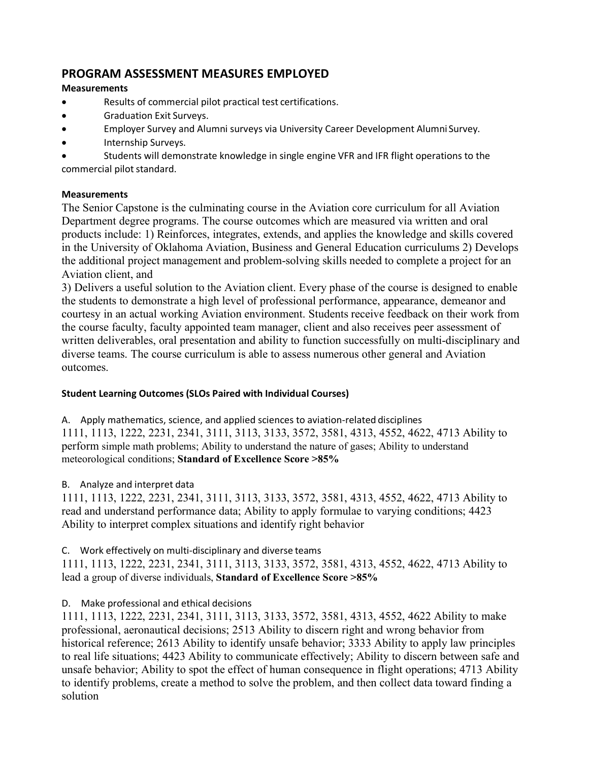## PROGRAM ASSESSMENT MEASURES EMPLOYED

**Measurements**

- Results of commercial pilot practical test certifications.
- Graduation Exit Surveys.
- Employer Survey and Alumni surveys via University Career Development Alumni Survey.
- Internship Surveys.
- Students will demonstrate knowledge in single engine VFR and IFR flight operations to the commercial pilot standard.

**Measurements**

The Senior Capstone is the culminating course in the Aviation core curriculum for all Aviation Department degree programs. The course outcomes which are measured via written and oral products include: 1) Reinforces, integrates, extends, and applies the knowledge and skills covered in the University of Oklahoma Aviation, Business and General Education curriculums 2) Develops the additional project management and problem-solving skills needed to complete a project for an Aviation client, and
3) Delivers a useful solution to the Aviation client. Every phase of the course is designed to enable the students to demonstrate a high level of professional performance, appearance, demeanor and courtesy in an actual working Aviation environment. Students receive feedback on their work from the course faculty, faculty appointed team manager, client and also receives peer assessment of written deliverables, oral presentation and ability to function successfully on multi-disciplinary and diverse teams. The course curriculum is able to assess numerous other general and Aviation outcomes.

**Student Learning Outcomes (SLOs Paired with Individual Courses)**

A. Apply mathematics, science, and applied sciences to aviation-related disciplines
1111, 1113, 1222, 2231, 2341, 3111, 3113, 3133, 3572, 3581, 4313, 4552, 4622, 4713 Ability to perform simple math problems; Ability to understand the nature of gases; Ability to understand meteorological conditions; **Standard of Excellence Score >85%**

B. Analyze and interpret data
1111, 1113, 1222, 2231, 2341, 3111, 3113, 3133, 3572, 3581, 4313, 4552, 4622, 4713 Ability to read and understand performance data; Ability to apply formulae to varying conditions; 4423 Ability to interpret complex situations and identify right behavior

C. Work effectively on multi-disciplinary and diverse teams
1111, 1113, 1222, 2231, 2341, 3111, 3113, 3133, 3572, 3581, 4313, 4552, 4622, 4713 Ability to lead a group of diverse individuals, **Standard of Excellence Score >85%**

D. Make professional and ethical decisions
1111, 1113, 1222, 2231, 2341, 3111, 3113, 3133, 3572, 3581, 4313, 4552, 4622 Ability to make professional, aeronautical decisions; 2513 Ability to discern right and wrong behavior from historical reference; 2613 Ability to identify unsafe behavior; 3333 Ability to apply law principles to real life situations; 4423 Ability to communicate effectively; Ability to discern between safe and unsafe behavior; Ability to spot the effect of human consequence in flight operations; 4713 Ability to identify problems, create a method to solve the problem, and then collect data toward finding a solution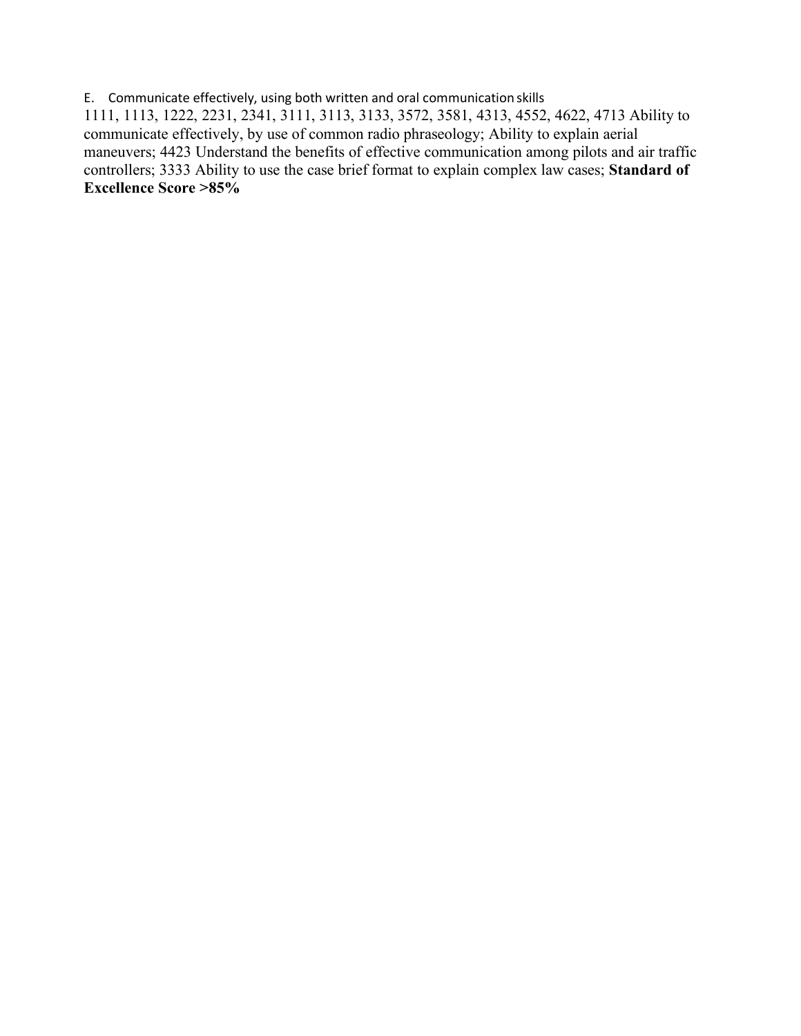E. Communicate effectively, using both written and oral communication skills

1111, 1113, 1222, 2231, 2341, 3111, 3113, 3133, 3572, 3581, 4313, 4552, 4622, 4713 Ability to communicate effectively, by use of common radio phraseology; Ability to explain aerial maneuvers; 4423 Understand the benefits of effective communication among pilots and air traffic controllers; 3333 Ability to use the case brief format to explain complex law cases; **Standard of Excellence Score >85%**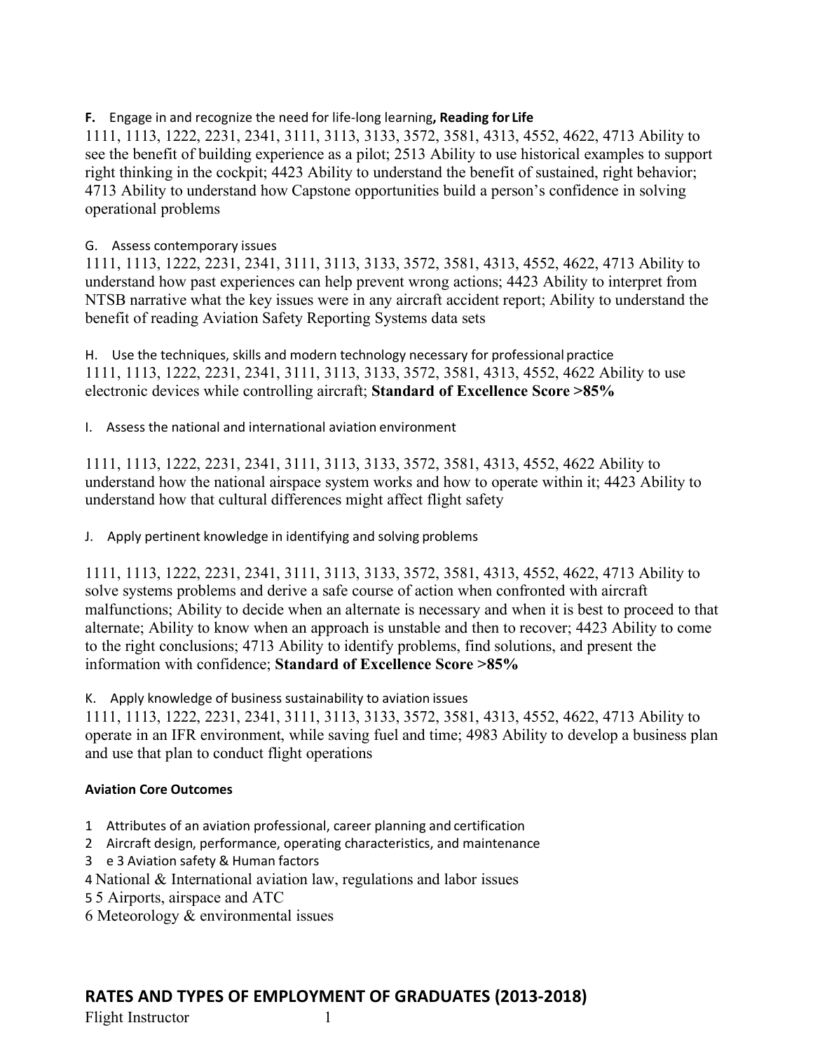**F.** Engage in and recognize the need for life-long learning**, Reading for Life**

1111, 1113, 1222, 2231, 2341, 3111, 3113, 3133, 3572, 3581, 4313, 4552, 4622, 4713 Ability to see the benefit of building experience as a pilot; 2513 Ability to use historical examples to support right thinking in the cockpit; 4423 Ability to understand the benefit of sustained, right behavior; 4713 Ability to understand how Capstone opportunities build a person's confidence in solving operational problems

G. Assess contemporary issues

1111, 1113, 1222, 2231, 2341, 3111, 3113, 3133, 3572, 3581, 4313, 4552, 4622, 4713 Ability to understand how past experiences can help prevent wrong actions; 4423 Ability to interpret from NTSB narrative what the key issues were in any aircraft accident report; Ability to understand the benefit of reading Aviation Safety Reporting Systems data sets

H. Use the techniques, skills and modern technology necessary for professional practice

1111, 1113, 1222, 2231, 2341, 3111, 3113, 3133, 3572, 3581, 4313, 4552, 4622 Ability to use electronic devices while controlling aircraft; **Standard of Excellence Score >85%**

I. Assess the national and international aviation environment

1111, 1113, 1222, 2231, 2341, 3111, 3113, 3133, 3572, 3581, 4313, 4552, 4622 Ability to understand how the national airspace system works and how to operate within it; 4423 Ability to understand how that cultural differences might affect flight safety

J. Apply pertinent knowledge in identifying and solving problems

1111, 1113, 1222, 2231, 2341, 3111, 3113, 3133, 3572, 3581, 4313, 4552, 4622, 4713 Ability to solve systems problems and derive a safe course of action when confronted with aircraft malfunctions; Ability to decide when an alternate is necessary and when it is best to proceed to that alternate; Ability to know when an approach is unstable and then to recover; 4423 Ability to come to the right conclusions; 4713 Ability to identify problems, find solutions, and present the information with confidence; **Standard of Excellence Score >85%**

K. Apply knowledge of business sustainability to aviation issues

1111, 1113, 1222, 2231, 2341, 3111, 3113, 3133, 3572, 3581, 4313, 4552, 4622, 4713 Ability to operate in an IFR environment, while saving fuel and time; 4983 Ability to develop a business plan and use that plan to conduct flight operations

**Aviation Core Outcomes**

1 Attributes of an aviation professional, career planning and certification
2 Aircraft design, performance, operating characteristics, and maintenance
3 e 3 Aviation safety & Human factors
4 National & International aviation law, regulations and labor issues
5 5 Airports, airspace and ATC
6 Meteorology & environmental issues

## RATES AND TYPES OF EMPLOYMENT OF GRADUATES (2013-2018)

Flight Instructor 1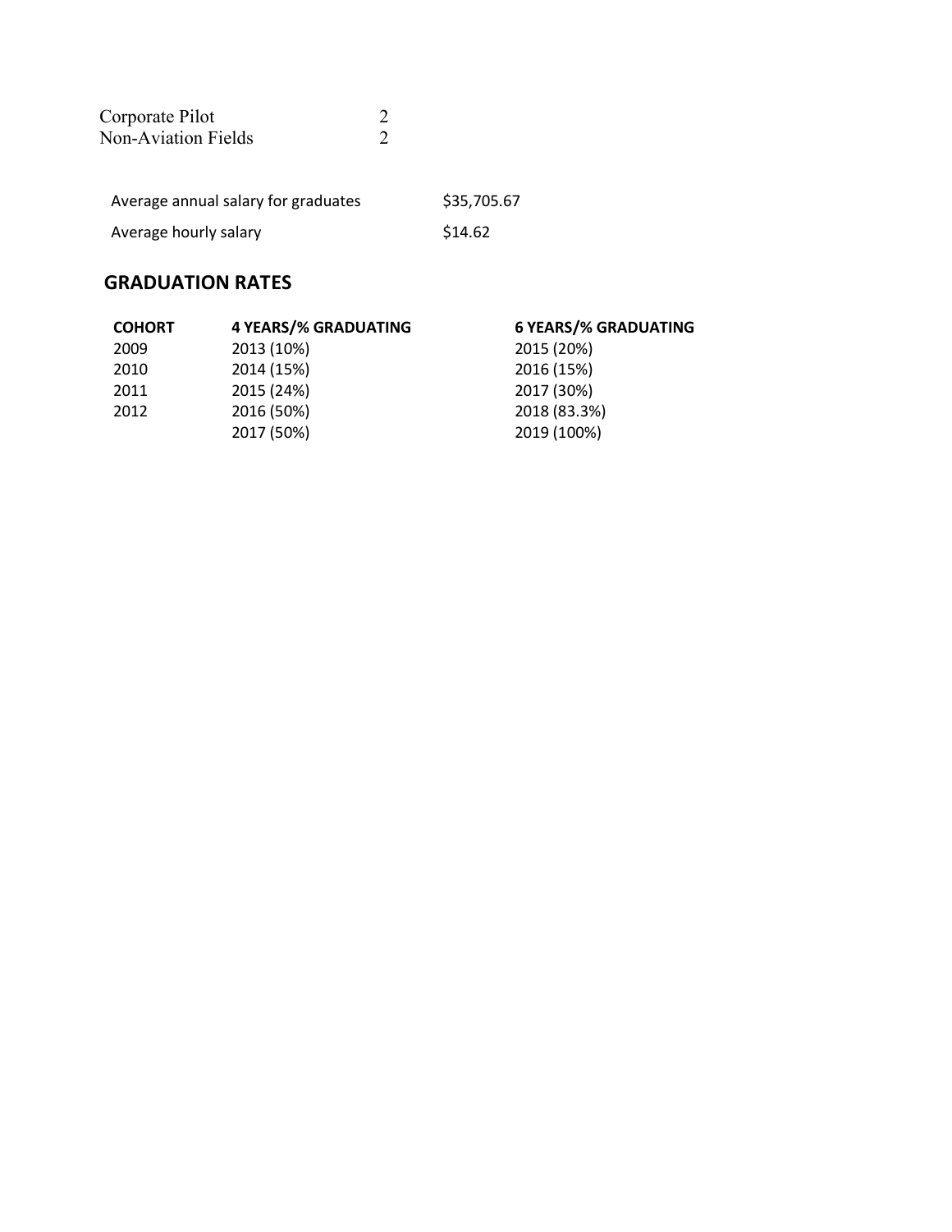| | |
|---|---|
| Corporate Pilot | 2 |
| Non-Aviation Fields | 2 |

| | |
|---|---|
| Average annual salary for graduates | $35,705.67 |
| Average hourly salary | $14.62 |

## GRADUATION RATES

| COHORT | 4 YEARS/% GRADUATING | 6 YEARS/% GRADUATING |
|---|---|---|
| 2009 | 2013 (10%) | 2015 (20%) |
| 2010 | 2014 (15%) | 2016 (15%) |
| 2011 | 2015 (24%) | 2017 (30%) |
| 2012 | 2016 (50%) | 2018 (83.3%) |
| | 2017 (50%) | 2019 (100%) |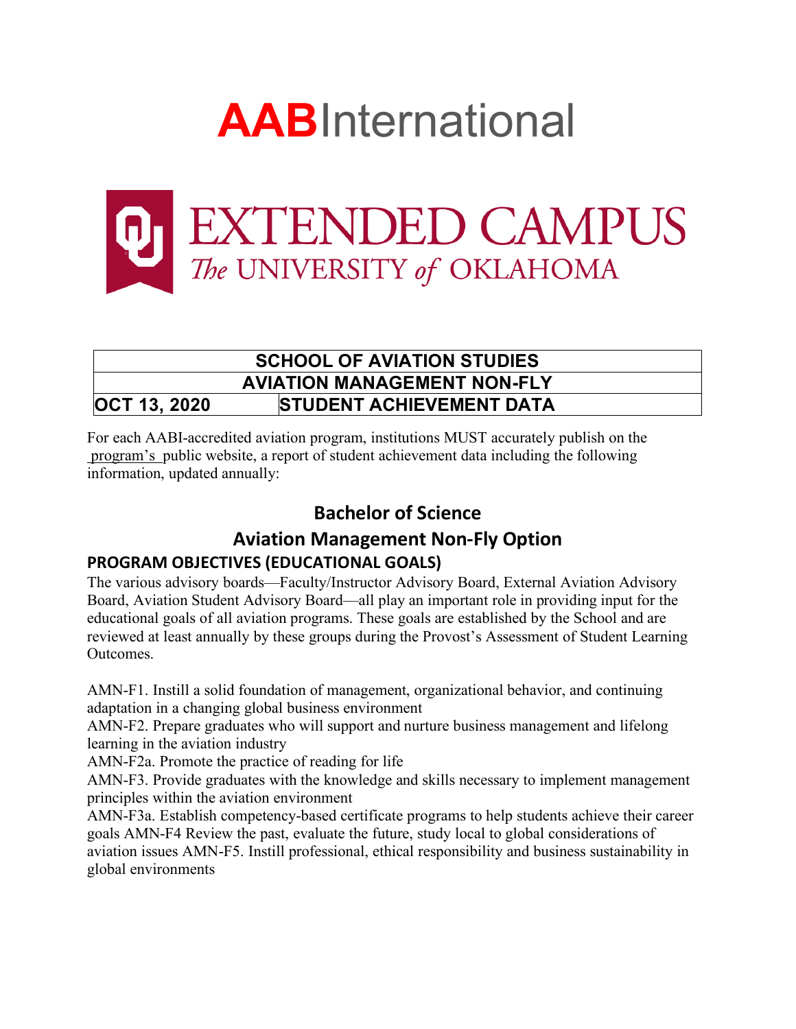# AABInternational

# EXTENDED CAMPUS
## The UNIVERSITY of OKLAHOMA

| SCHOOL OF AVIATION STUDIES | |
|---|---|
| AVIATION MANAGEMENT NON-FLY | |
| OCT 13, 2020 | STUDENT ACHIEVEMENT DATA |

For each AABI-accredited aviation program, institutions MUST accurately publish on the program's public website, a report of student achievement data including the following information, updated annually:

## Bachelor of Science

## Aviation Management Non-Fly Option

### PROGRAM OBJECTIVES (EDUCATIONAL GOALS)

The various advisory boards—Faculty/Instructor Advisory Board, External Aviation Advisory Board, Aviation Student Advisory Board—all play an important role in providing input for the educational goals of all aviation programs. These goals are established by the School and are reviewed at least annually by these groups during the Provost's Assessment of Student Learning Outcomes.

AMN-F1. Instill a solid foundation of management, organizational behavior, and continuing adaptation in a changing global business environment
AMN-F2. Prepare graduates who will support and nurture business management and lifelong learning in the aviation industry
AMN-F2a. Promote the practice of reading for life
AMN-F3. Provide graduates with the knowledge and skills necessary to implement management principles within the aviation environment
AMN-F3a. Establish competency-based certificate programs to help students achieve their career goals AMN-F4 Review the past, evaluate the future, study local to global considerations of aviation issues AMN-F5. Instill professional, ethical responsibility and business sustainability in global environments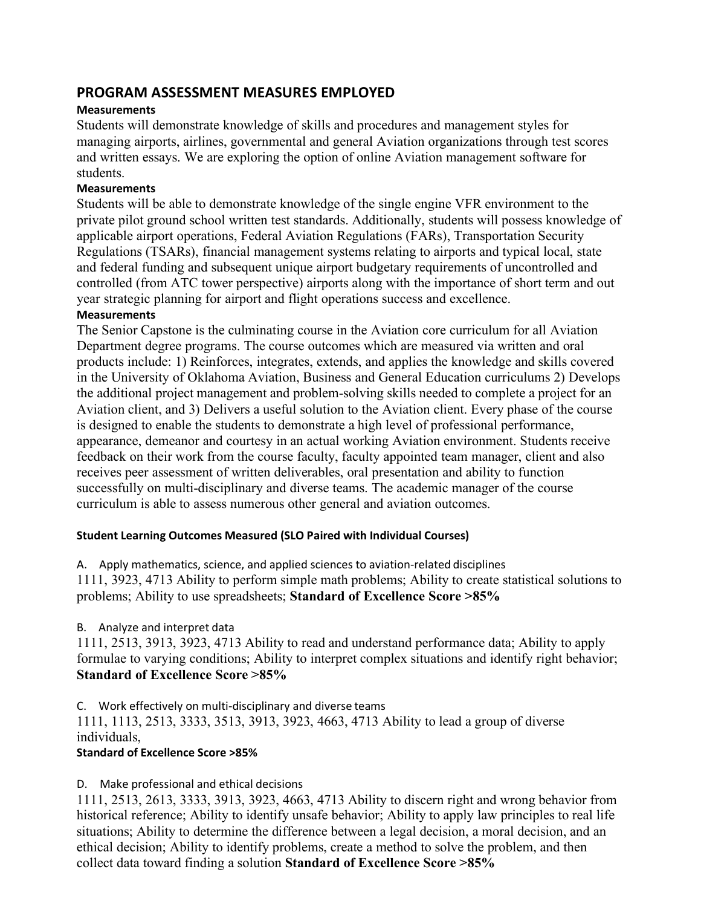## PROGRAM ASSESSMENT MEASURES EMPLOYED

**Measurements**

Students will demonstrate knowledge of skills and procedures and management styles for managing airports, airlines, governmental and general Aviation organizations through test scores and written essays. We are exploring the option of online Aviation management software for students.

**Measurements**

Students will be able to demonstrate knowledge of the single engine VFR environment to the private pilot ground school written test standards. Additionally, students will possess knowledge of applicable airport operations, Federal Aviation Regulations (FARs), Transportation Security Regulations (TSARs), financial management systems relating to airports and typical local, state and federal funding and subsequent unique airport budgetary requirements of uncontrolled and controlled (from ATC tower perspective) airports along with the importance of short term and out year strategic planning for airport and flight operations success and excellence.

**Measurements**

The Senior Capstone is the culminating course in the Aviation core curriculum for all Aviation Department degree programs. The course outcomes which are measured via written and oral products include: 1) Reinforces, integrates, extends, and applies the knowledge and skills covered in the University of Oklahoma Aviation, Business and General Education curriculums 2) Develops the additional project management and problem-solving skills needed to complete a project for an Aviation client, and 3) Delivers a useful solution to the Aviation client. Every phase of the course is designed to enable the students to demonstrate a high level of professional performance, appearance, demeanor and courtesy in an actual working Aviation environment. Students receive feedback on their work from the course faculty, faculty appointed team manager, client and also receives peer assessment of written deliverables, oral presentation and ability to function successfully on multi-disciplinary and diverse teams. The academic manager of the course curriculum is able to assess numerous other general and aviation outcomes.

**Student Learning Outcomes Measured (SLO Paired with Individual Courses)**

A. Apply mathematics, science, and applied sciences to aviation-related disciplines

1111, 3923, 4713 Ability to perform simple math problems; Ability to create statistical solutions to problems; Ability to use spreadsheets; **Standard of Excellence Score >85%**

B. Analyze and interpret data

1111, 2513, 3913, 3923, 4713 Ability to read and understand performance data; Ability to apply formulae to varying conditions; Ability to interpret complex situations and identify right behavior; **Standard of Excellence Score >85%**

C. Work effectively on multi-disciplinary and diverse teams

1111, 1113, 2513, 3333, 3513, 3913, 3923, 4663, 4713 Ability to lead a group of diverse individuals,

**Standard of Excellence Score >85%**

D. Make professional and ethical decisions

1111, 2513, 2613, 3333, 3913, 3923, 4663, 4713 Ability to discern right and wrong behavior from historical reference; Ability to identify unsafe behavior; Ability to apply law principles to real life situations; Ability to determine the difference between a legal decision, a moral decision, and an ethical decision; Ability to identify problems, create a method to solve the problem, and then collect data toward finding a solution **Standard of Excellence Score >85%**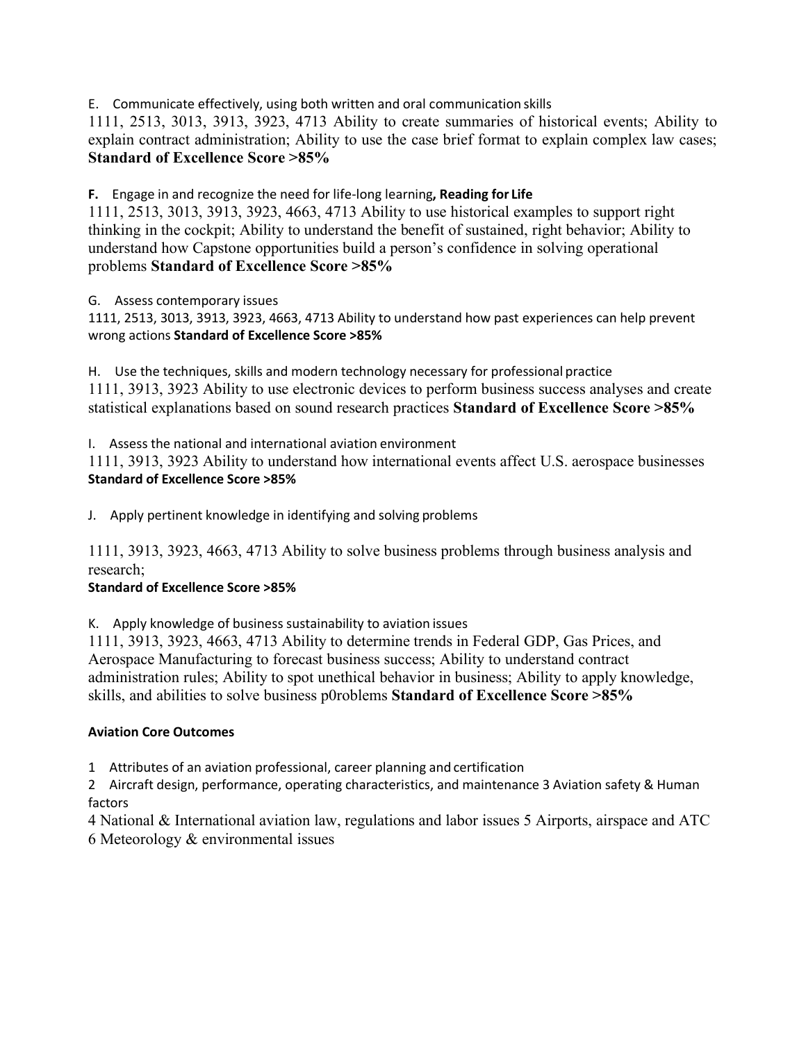E. Communicate effectively, using both written and oral communication skills

1111, 2513, 3013, 3913, 3923, 4713 Ability to create summaries of historical events; Ability to explain contract administration; Ability to use the case brief format to explain complex law cases; **Standard of Excellence Score >85%**

**F.** Engage in and recognize the need for life-long learning**, Reading for Life**

1111, 2513, 3013, 3913, 3923, 4663, 4713 Ability to use historical examples to support right thinking in the cockpit; Ability to understand the benefit of sustained, right behavior; Ability to understand how Capstone opportunities build a person's confidence in solving operational problems **Standard of Excellence Score >85%**

G. Assess contemporary issues

1111, 2513, 3013, 3913, 3923, 4663, 4713 Ability to understand how past experiences can help prevent wrong actions **Standard of Excellence Score >85%**

H. Use the techniques, skills and modern technology necessary for professional practice

1111, 3913, 3923 Ability to use electronic devices to perform business success analyses and create statistical explanations based on sound research practices **Standard of Excellence Score >85%**

I. Assess the national and international aviation environment

1111, 3913, 3923 Ability to understand how international events affect U.S. aerospace businesses **Standard of Excellence Score >85%**

J. Apply pertinent knowledge in identifying and solving problems

1111, 3913, 3923, 4663, 4713 Ability to solve business problems through business analysis and research;

**Standard of Excellence Score >85%**

K. Apply knowledge of business sustainability to aviation issues

1111, 3913, 3923, 4663, 4713 Ability to determine trends in Federal GDP, Gas Prices, and Aerospace Manufacturing to forecast business success; Ability to understand contract administration rules; Ability to spot unethical behavior in business; Ability to apply knowledge, skills, and abilities to solve business p0roblems **Standard of Excellence Score >85%**

**Aviation Core Outcomes**

1 Attributes of an aviation professional, career planning and certification

2 Aircraft design, performance, operating characteristics, and maintenance 3 Aviation safety & Human factors

4 National & International aviation law, regulations and labor issues 5 Airports, airspace and ATC

6 Meteorology & environmental issues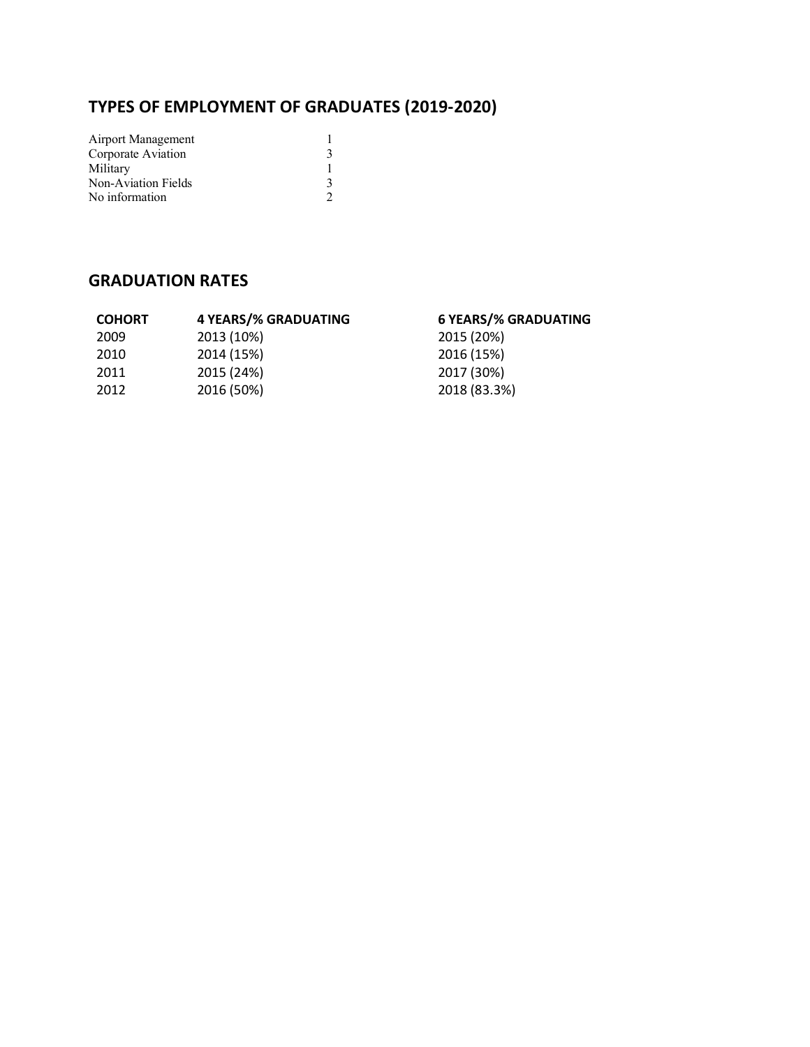## TYPES OF EMPLOYMENT OF GRADUATES (2019-2020)

| | |
|---|---|
| Airport Management | 1 |
| Corporate Aviation | 3 |
| Military | 1 |
| Non-Aviation Fields | 3 |
| No information | 2 |

## GRADUATION RATES

| COHORT | 4 YEARS/% GRADUATING | 6 YEARS/% GRADUATING |
|---|---|---|
| 2009 | 2013 (10%) | 2015 (20%) |
| 2010 | 2014 (15%) | 2016 (15%) |
| 2011 | 2015 (24%) | 2017 (30%) |
| 2012 | 2016 (50%) | 2018 (83.3%) |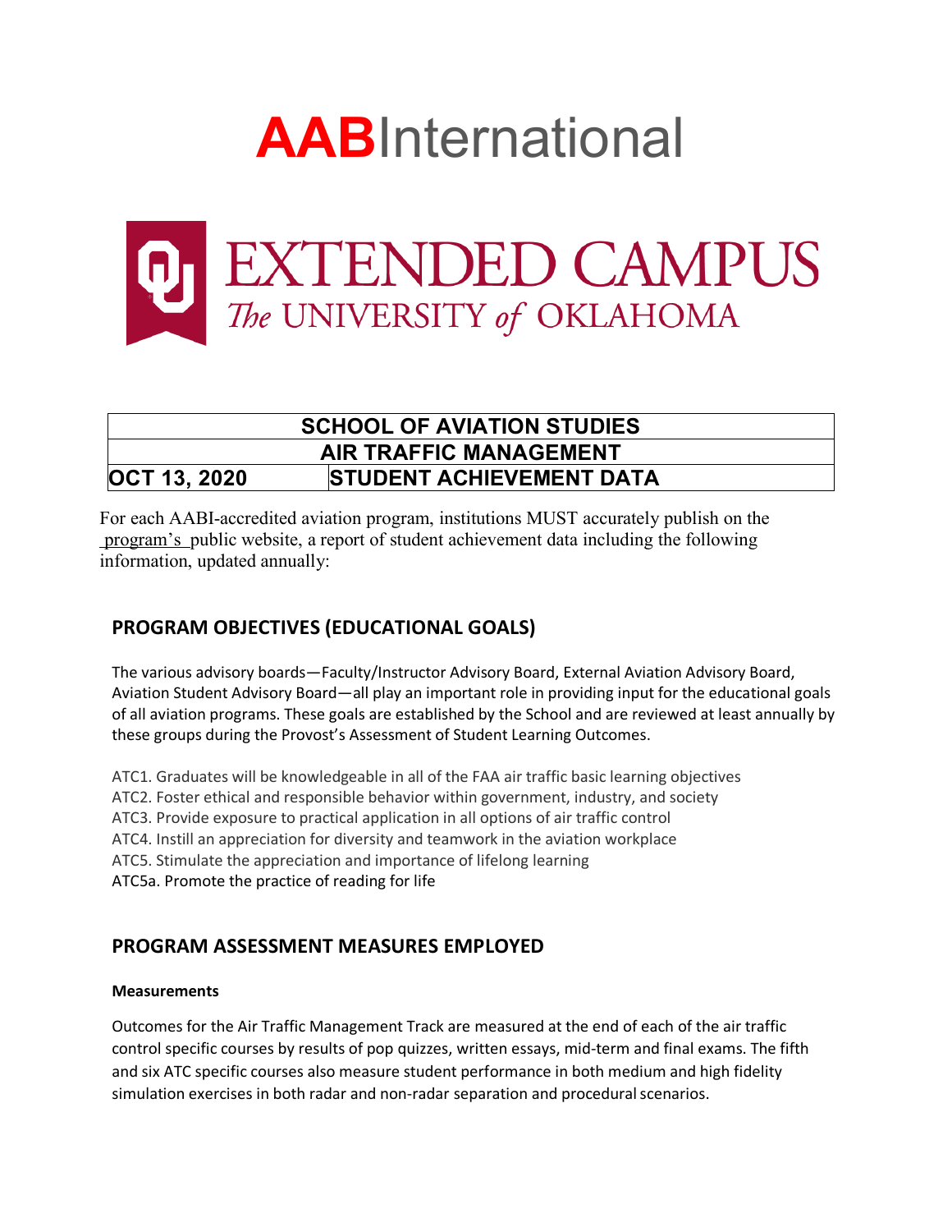# AABInternational

# EXTENDED CAMPUS
*The* UNIVERSITY *of* OKLAHOMA

| SCHOOL OF AVIATION STUDIES | |
|---|---|
| AIR TRAFFIC MANAGEMENT | |
| **OCT 13, 2020** | **STUDENT ACHIEVEMENT DATA** |

For each AABI-accredited aviation program, institutions MUST accurately publish on the program's public website, a report of student achievement data including the following information, updated annually:

## PROGRAM OBJECTIVES (EDUCATIONAL GOALS)

The various advisory boards—Faculty/Instructor Advisory Board, External Aviation Advisory Board, Aviation Student Advisory Board—all play an important role in providing input for the educational goals of all aviation programs. These goals are established by the School and are reviewed at least annually by these groups during the Provost's Assessment of Student Learning Outcomes.

ATC1. Graduates will be knowledgeable in all of the FAA air traffic basic learning objectives
ATC2. Foster ethical and responsible behavior within government, industry, and society
ATC3. Provide exposure to practical application in all options of air traffic control
ATC4. Instill an appreciation for diversity and teamwork in the aviation workplace
ATC5. Stimulate the appreciation and importance of lifelong learning
ATC5a. Promote the practice of reading for life

## PROGRAM ASSESSMENT MEASURES EMPLOYED

**Measurements**

Outcomes for the Air Traffic Management Track are measured at the end of each of the air traffic control specific courses by results of pop quizzes, written essays, mid-term and final exams. The fifth and six ATC specific courses also measure student performance in both medium and high fidelity simulation exercises in both radar and non-radar separation and procedural scenarios.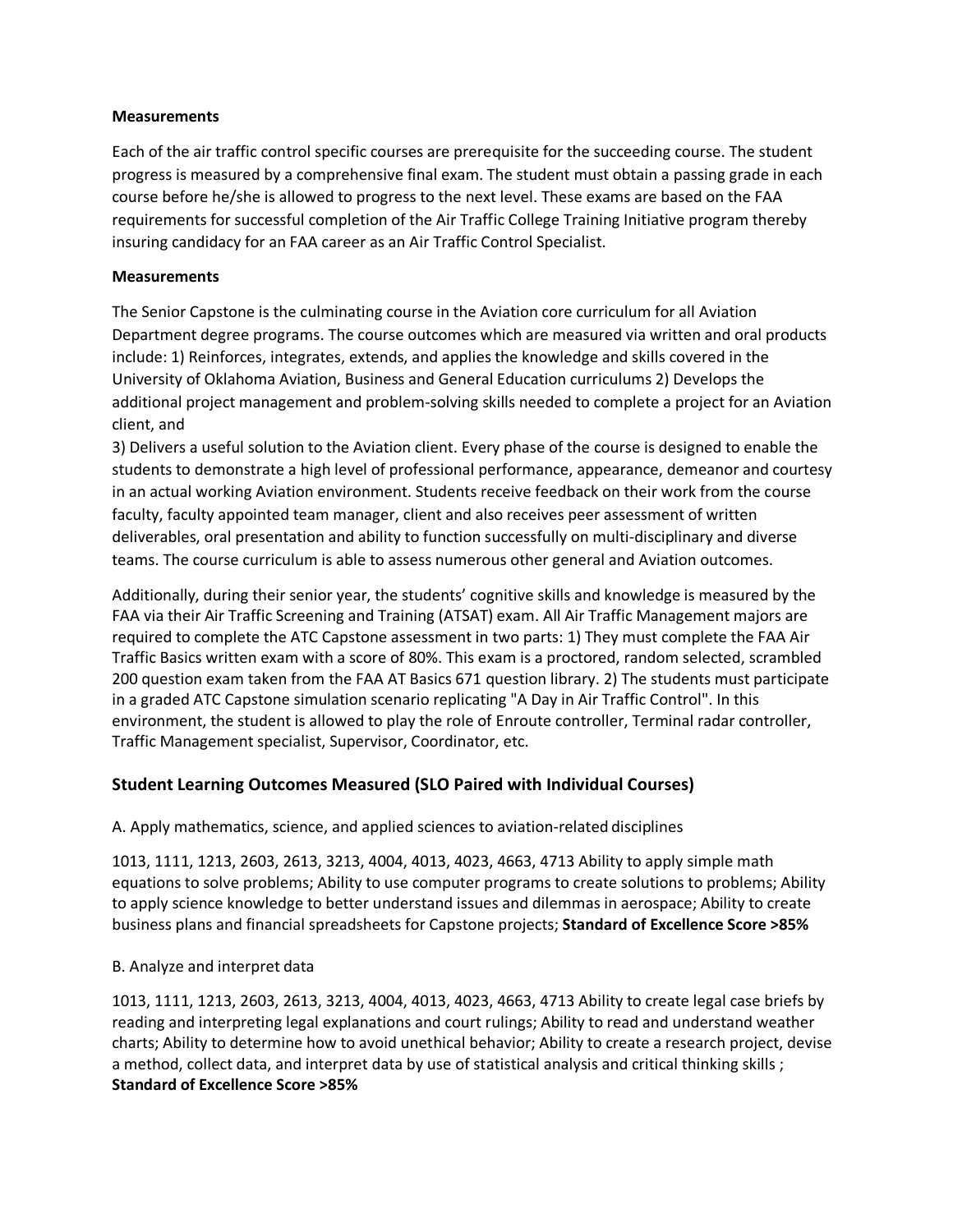**Measurements**

Each of the air traffic control specific courses are prerequisite for the succeeding course. The student progress is measured by a comprehensive final exam. The student must obtain a passing grade in each course before he/she is allowed to progress to the next level. These exams are based on the FAA requirements for successful completion of the Air Traffic College Training Initiative program thereby insuring candidacy for an FAA career as an Air Traffic Control Specialist.

**Measurements**

The Senior Capstone is the culminating course in the Aviation core curriculum for all Aviation Department degree programs. The course outcomes which are measured via written and oral products include: 1) Reinforces, integrates, extends, and applies the knowledge and skills covered in the University of Oklahoma Aviation, Business and General Education curriculums 2) Develops the additional project management and problem-solving skills needed to complete a project for an Aviation client, and

3) Delivers a useful solution to the Aviation client. Every phase of the course is designed to enable the students to demonstrate a high level of professional performance, appearance, demeanor and courtesy in an actual working Aviation environment. Students receive feedback on their work from the course faculty, faculty appointed team manager, client and also receives peer assessment of written deliverables, oral presentation and ability to function successfully on multi-disciplinary and diverse teams. The course curriculum is able to assess numerous other general and Aviation outcomes.

Additionally, during their senior year, the students' cognitive skills and knowledge is measured by the FAA via their Air Traffic Screening and Training (ATSAT) exam. All Air Traffic Management majors are required to complete the ATC Capstone assessment in two parts: 1) They must complete the FAA Air Traffic Basics written exam with a score of 80%. This exam is a proctored, random selected, scrambled 200 question exam taken from the FAA AT Basics 671 question library. 2) The students must participate in a graded ATC Capstone simulation scenario replicating "A Day in Air Traffic Control". In this environment, the student is allowed to play the role of Enroute controller, Terminal radar controller, Traffic Management specialist, Supervisor, Coordinator, etc.

## Student Learning Outcomes Measured (SLO Paired with Individual Courses)

A. Apply mathematics, science, and applied sciences to aviation-related disciplines

1013, 1111, 1213, 2603, 2613, 3213, 4004, 4013, 4023, 4663, 4713 Ability to apply simple math equations to solve problems; Ability to use computer programs to create solutions to problems; Ability to apply science knowledge to better understand issues and dilemmas in aerospace; Ability to create business plans and financial spreadsheets for Capstone projects; **Standard of Excellence Score >85%**

B. Analyze and interpret data

1013, 1111, 1213, 2603, 2613, 3213, 4004, 4013, 4023, 4663, 4713 Ability to create legal case briefs by reading and interpreting legal explanations and court rulings; Ability to read and understand weather charts; Ability to determine how to avoid unethical behavior; Ability to create a research project, devise a method, collect data, and interpret data by use of statistical analysis and critical thinking skills ; **Standard of Excellence Score >85%**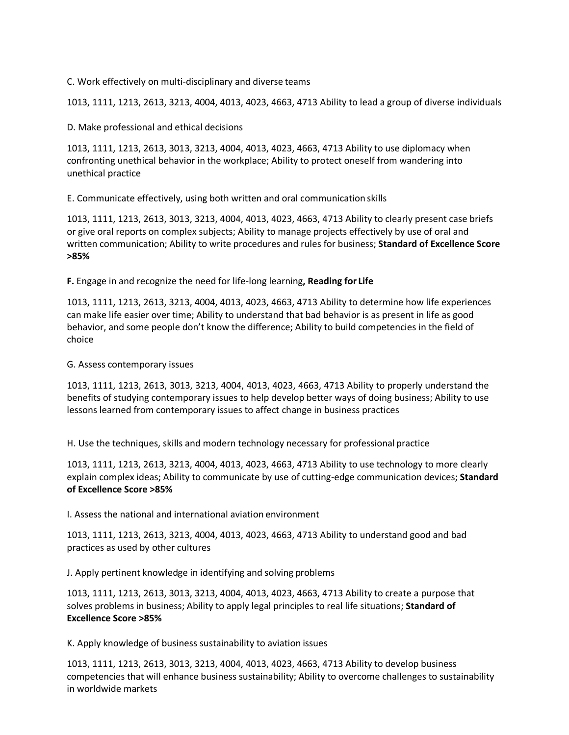C. Work effectively on multi-disciplinary and diverse teams

1013, 1111, 1213, 2613, 3213, 4004, 4013, 4023, 4663, 4713 Ability to lead a group of diverse individuals

D. Make professional and ethical decisions

1013, 1111, 1213, 2613, 3013, 3213, 4004, 4013, 4023, 4663, 4713 Ability to use diplomacy when confronting unethical behavior in the workplace; Ability to protect oneself from wandering into unethical practice

E. Communicate effectively, using both written and oral communication skills

1013, 1111, 1213, 2613, 3013, 3213, 4004, 4013, 4023, 4663, 4713 Ability to clearly present case briefs or give oral reports on complex subjects; Ability to manage projects effectively by use of oral and written communication; Ability to write procedures and rules for business; **Standard of Excellence Score >85%**

**F.** Engage in and recognize the need for life-long learning**, Reading for Life**

1013, 1111, 1213, 2613, 3213, 4004, 4013, 4023, 4663, 4713 Ability to determine how life experiences can make life easier over time; Ability to understand that bad behavior is as present in life as good behavior, and some people don't know the difference; Ability to build competencies in the field of choice

G. Assess contemporary issues

1013, 1111, 1213, 2613, 3013, 3213, 4004, 4013, 4023, 4663, 4713 Ability to properly understand the benefits of studying contemporary issues to help develop better ways of doing business; Ability to use lessons learned from contemporary issues to affect change in business practices

H. Use the techniques, skills and modern technology necessary for professional practice

1013, 1111, 1213, 2613, 3213, 4004, 4013, 4023, 4663, 4713 Ability to use technology to more clearly explain complex ideas; Ability to communicate by use of cutting-edge communication devices; **Standard of Excellence Score >85%**

I. Assess the national and international aviation environment

1013, 1111, 1213, 2613, 3213, 4004, 4013, 4023, 4663, 4713 Ability to understand good and bad practices as used by other cultures

J. Apply pertinent knowledge in identifying and solving problems

1013, 1111, 1213, 2613, 3013, 3213, 4004, 4013, 4023, 4663, 4713 Ability to create a purpose that solves problems in business; Ability to apply legal principles to real life situations; **Standard of Excellence Score >85%**

K. Apply knowledge of business sustainability to aviation issues

1013, 1111, 1213, 2613, 3013, 3213, 4004, 4013, 4023, 4663, 4713 Ability to develop business competencies that will enhance business sustainability; Ability to overcome challenges to sustainability in worldwide markets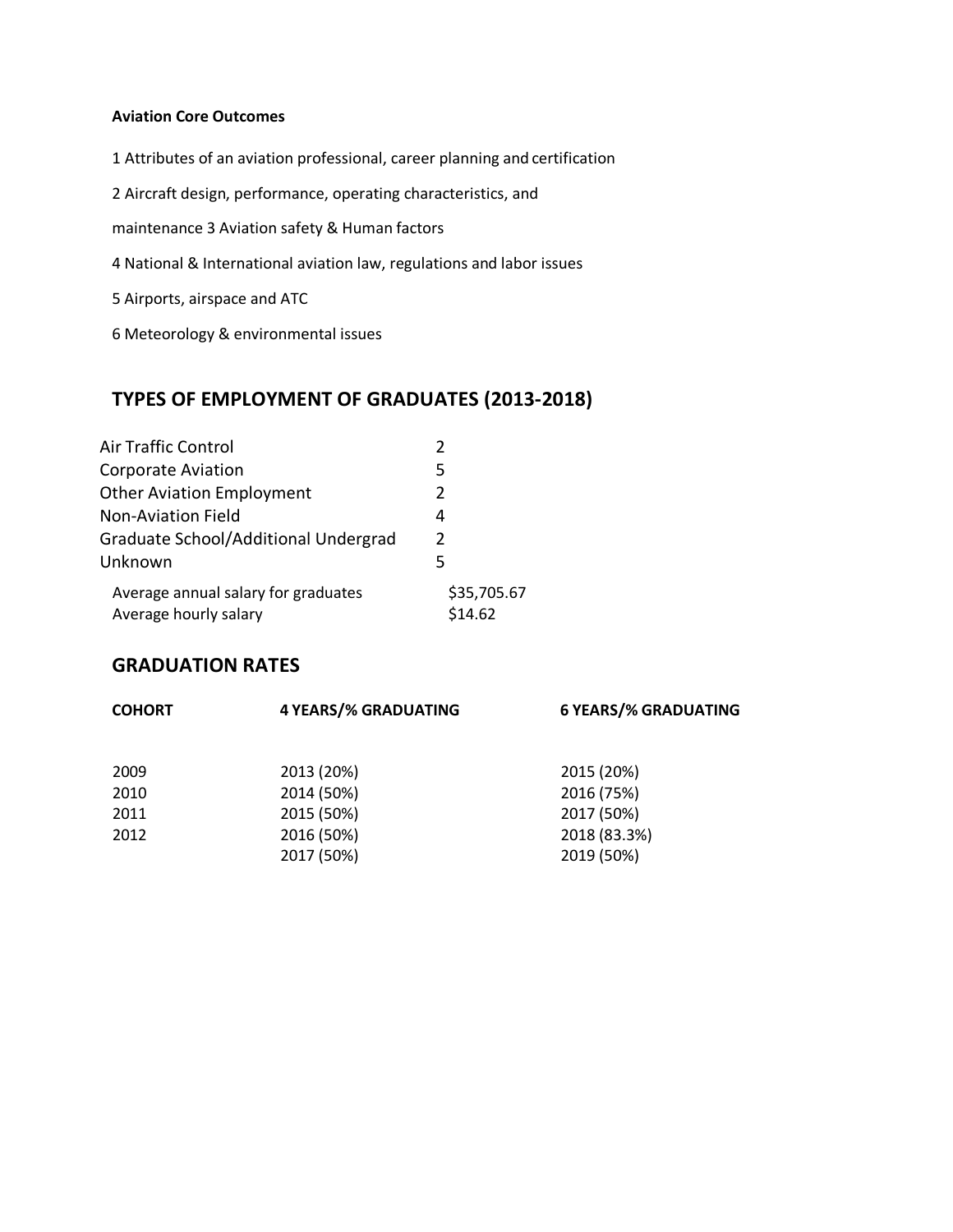**Aviation Core Outcomes**

1 Attributes of an aviation professional, career planning and certification

2 Aircraft design, performance, operating characteristics, and

maintenance 3 Aviation safety & Human factors

4 National & International aviation law, regulations and labor issues

5 Airports, airspace and ATC

6 Meteorology & environmental issues

## TYPES OF EMPLOYMENT OF GRADUATES (2013-2018)

| | |
|---|---|
| Air Traffic Control | 2 |
| Corporate Aviation | 5 |
| Other Aviation Employment | 2 |
| Non-Aviation Field | 4 |
| Graduate School/Additional Undergrad | 2 |
| Unknown | 5 |
| Average annual salary for graduates | $35,705.67 |
| Average hourly salary | $14.62 |

## GRADUATION RATES

| COHORT | 4 YEARS/% GRADUATING | 6 YEARS/% GRADUATING |
|---|---|---|
| 2009 | 2013 (20%) | 2015 (20%) |
| 2010 | 2014 (50%) | 2016 (75%) |
| 2011 | 2015 (50%) | 2017 (50%) |
| 2012 | 2016 (50%) | 2018 (83.3%) |
| | 2017 (50%) | 2019 (50%) |